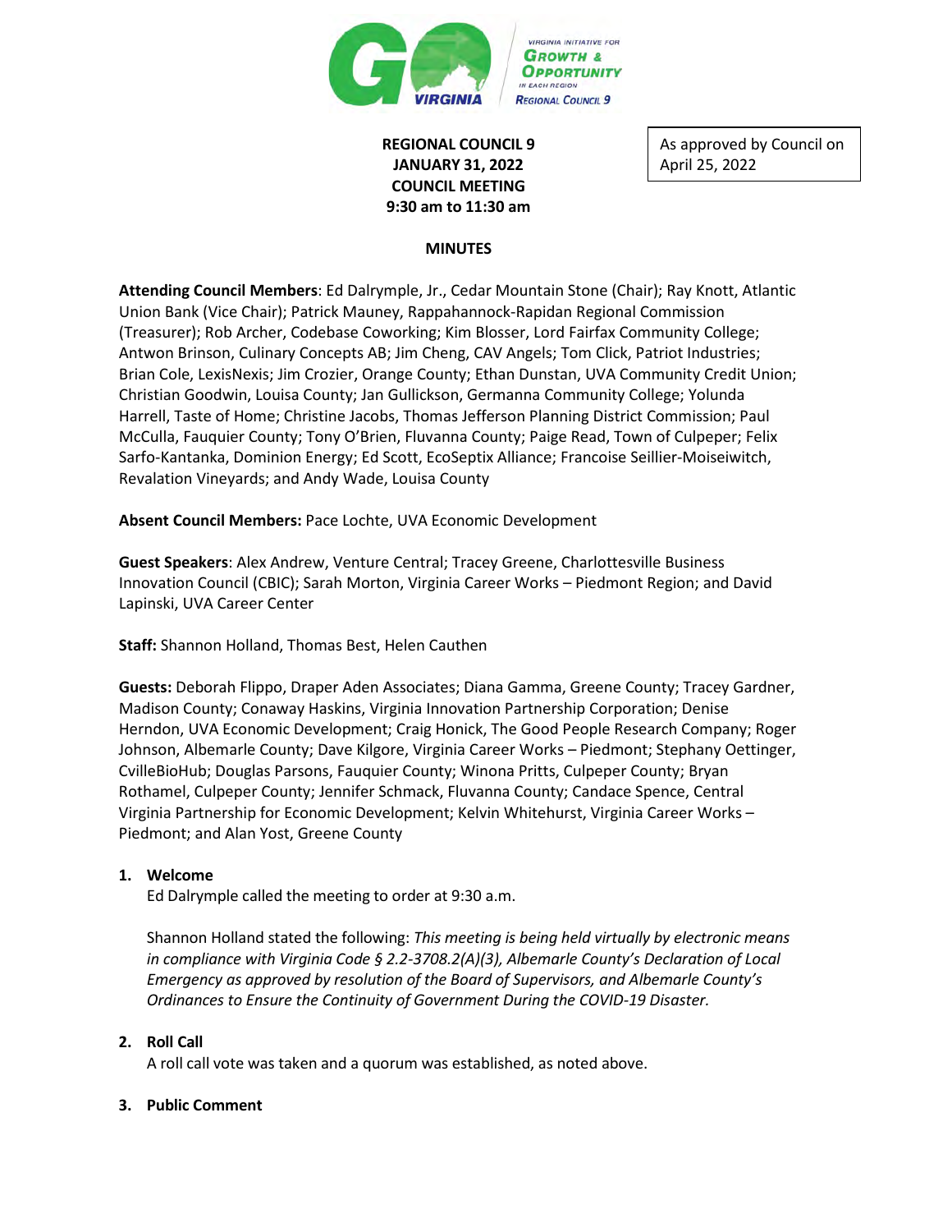VIRGINIA INITIATIVE FOR GROWTH & OPPORTUNITY IN EACH REGION

REGIONAL COUNCIL 9

**REGIONAL COUNCIL 9**
**JANUARY 31, 2022**
**COUNCIL MEETING**
**9:30 am to 11:30 am**

As approved by Council on April 25, 2022

**MINUTES**

**Attending Council Members**: Ed Dalrymple, Jr., Cedar Mountain Stone (Chair); Ray Knott, Atlantic Union Bank (Vice Chair); Patrick Mauney, Rappahannock-Rapidan Regional Commission (Treasurer); Rob Archer, Codebase Coworking; Kim Blosser, Lord Fairfax Community College; Antwon Brinson, Culinary Concepts AB; Jim Cheng, CAV Angels; Tom Click, Patriot Industries; Brian Cole, LexisNexis; Jim Crozier, Orange County; Ethan Dunstan, UVA Community Credit Union; Christian Goodwin, Louisa County; Jan Gullickson, Germanna Community College; Yolunda Harrell, Taste of Home; Christine Jacobs, Thomas Jefferson Planning District Commission; Paul McCulla, Fauquier County; Tony O'Brien, Fluvanna County; Paige Read, Town of Culpeper; Felix Sarfo-Kantanka, Dominion Energy; Ed Scott, EcoSeptix Alliance; Francoise Seillier-Moiseiwitch, Revalation Vineyards; and Andy Wade, Louisa County

**Absent Council Members:** Pace Lochte, UVA Economic Development

**Guest Speakers**: Alex Andrew, Venture Central; Tracey Greene, Charlottesville Business Innovation Council (CBIC); Sarah Morton, Virginia Career Works – Piedmont Region; and David Lapinski, UVA Career Center

**Staff:** Shannon Holland, Thomas Best, Helen Cauthen

**Guests:** Deborah Flippo, Draper Aden Associates; Diana Gamma, Greene County; Tracey Gardner, Madison County; Conaway Haskins, Virginia Innovation Partnership Corporation; Denise Herndon, UVA Economic Development; Craig Honick, The Good People Research Company; Roger Johnson, Albemarle County; Dave Kilgore, Virginia Career Works – Piedmont; Stephany Oettinger, CvilleBioHub; Douglas Parsons, Fauquier County; Winona Pritts, Culpeper County; Bryan Rothamel, Culpeper County; Jennifer Schmack, Fluvanna County; Candace Spence, Central Virginia Partnership for Economic Development; Kelvin Whitehurst, Virginia Career Works – Piedmont; and Alan Yost, Greene County

1. **Welcome**

   Ed Dalrymple called the meeting to order at 9:30 a.m.

   Shannon Holland stated the following: *This meeting is being held virtually by electronic means in compliance with Virginia Code § 2.2-3708.2(A)(3), Albemarle County's Declaration of Local Emergency as approved by resolution of the Board of Supervisors, and Albemarle County's Ordinances to Ensure the Continuity of Government During the COVID-19 Disaster.*

2. **Roll Call**

   A roll call vote was taken and a quorum was established, as noted above.

3. **Public Comment**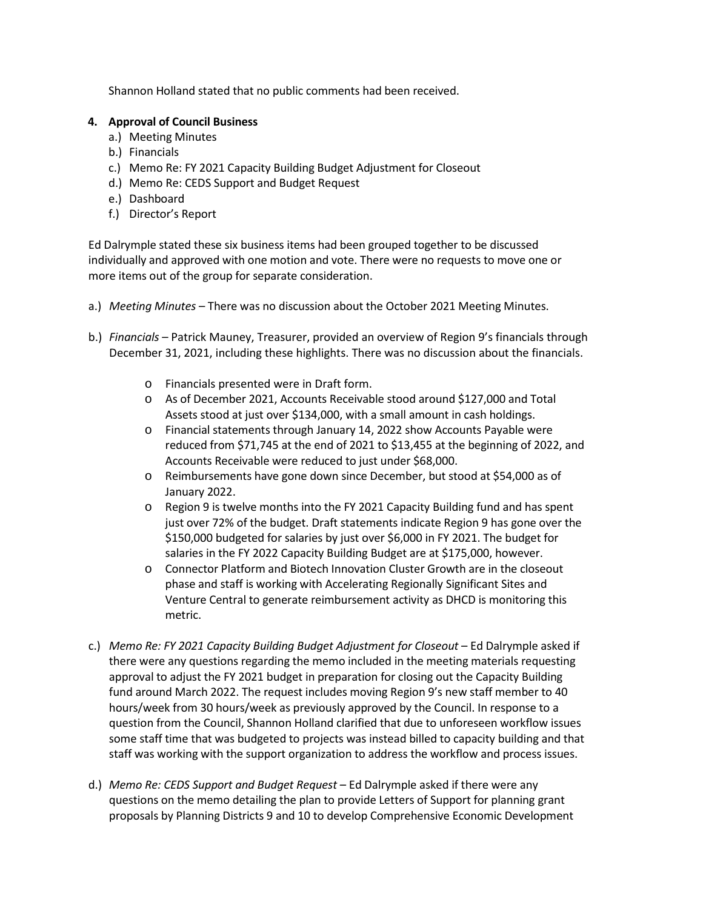Shannon Holland stated that no public comments had been received.

**4. Approval of Council Business**

a.) Meeting Minutes
b.) Financials
c.) Memo Re: FY 2021 Capacity Building Budget Adjustment for Closeout
d.) Memo Re: CEDS Support and Budget Request
e.) Dashboard
f.) Director's Report

Ed Dalrymple stated these six business items had been grouped together to be discussed individually and approved with one motion and vote. There were no requests to move one or more items out of the group for separate consideration.

a.) *Meeting Minutes* – There was no discussion about the October 2021 Meeting Minutes.

b.) *Financials* – Patrick Mauney, Treasurer, provided an overview of Region 9's financials through December 31, 2021, including these highlights. There was no discussion about the financials.

- Financials presented were in Draft form.
- As of December 2021, Accounts Receivable stood around $127,000 and Total Assets stood at just over $134,000, with a small amount in cash holdings.
- Financial statements through January 14, 2022 show Accounts Payable were reduced from $71,745 at the end of 2021 to $13,455 at the beginning of 2022, and Accounts Receivable were reduced to just under $68,000.
- Reimbursements have gone down since December, but stood at $54,000 as of January 2022.
- Region 9 is twelve months into the FY 2021 Capacity Building fund and has spent just over 72% of the budget. Draft statements indicate Region 9 has gone over the $150,000 budgeted for salaries by just over $6,000 in FY 2021. The budget for salaries in the FY 2022 Capacity Building Budget are at $175,000, however.
- Connector Platform and Biotech Innovation Cluster Growth are in the closeout phase and staff is working with Accelerating Regionally Significant Sites and Venture Central to generate reimbursement activity as DHCD is monitoring this metric.

c.) *Memo Re: FY 2021 Capacity Building Budget Adjustment for Closeout* – Ed Dalrymple asked if there were any questions regarding the memo included in the meeting materials requesting approval to adjust the FY 2021 budget in preparation for closing out the Capacity Building fund around March 2022. The request includes moving Region 9's new staff member to 40 hours/week from 30 hours/week as previously approved by the Council. In response to a question from the Council, Shannon Holland clarified that due to unforeseen workflow issues some staff time that was budgeted to projects was instead billed to capacity building and that staff was working with the support organization to address the workflow and process issues.

d.) *Memo Re: CEDS Support and Budget Request* – Ed Dalrymple asked if there were any questions on the memo detailing the plan to provide Letters of Support for planning grant proposals by Planning Districts 9 and 10 to develop Comprehensive Economic Development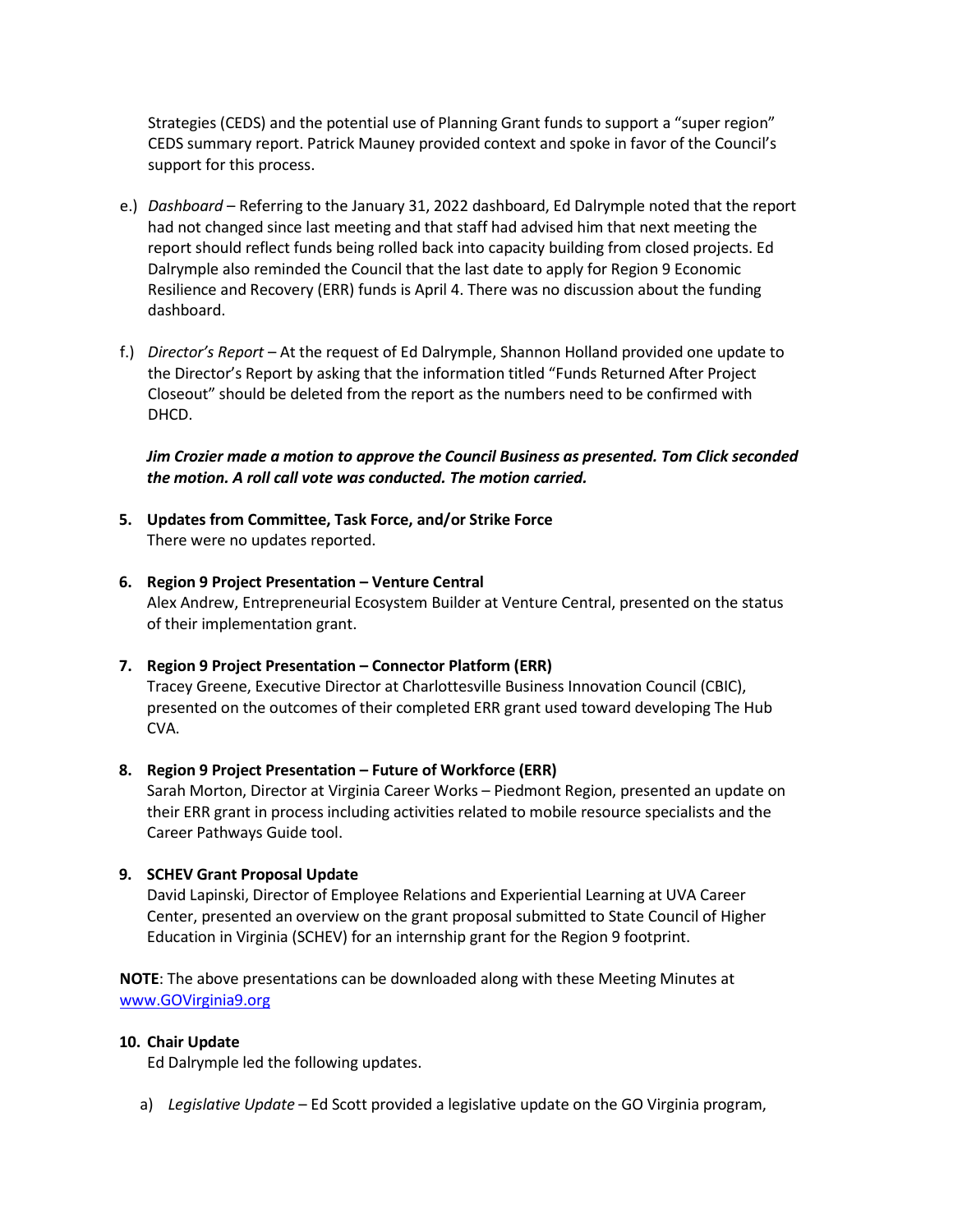Strategies (CEDS) and the potential use of Planning Grant funds to support a "super region" CEDS summary report. Patrick Mauney provided context and spoke in favor of the Council's support for this process.

e.) *Dashboard* – Referring to the January 31, 2022 dashboard, Ed Dalrymple noted that the report had not changed since last meeting and that staff had advised him that next meeting the report should reflect funds being rolled back into capacity building from closed projects. Ed Dalrymple also reminded the Council that the last date to apply for Region 9 Economic Resilience and Recovery (ERR) funds is April 4. There was no discussion about the funding dashboard.

f.) *Director's Report* – At the request of Ed Dalrymple, Shannon Holland provided one update to the Director's Report by asking that the information titled "Funds Returned After Project Closeout" should be deleted from the report as the numbers need to be confirmed with DHCD.

***Jim Crozier made a motion to approve the Council Business as presented. Tom Click seconded the motion. A roll call vote was conducted. The motion carried.***

**5. Updates from Committee, Task Force, and/or Strike Force**
There were no updates reported.

**6. Region 9 Project Presentation – Venture Central**
Alex Andrew, Entrepreneurial Ecosystem Builder at Venture Central, presented on the status of their implementation grant.

**7. Region 9 Project Presentation – Connector Platform (ERR)**
Tracey Greene, Executive Director at Charlottesville Business Innovation Council (CBIC), presented on the outcomes of their completed ERR grant used toward developing The Hub CVA.

**8. Region 9 Project Presentation – Future of Workforce (ERR)**
Sarah Morton, Director at Virginia Career Works – Piedmont Region, presented an update on their ERR grant in process including activities related to mobile resource specialists and the Career Pathways Guide tool.

**9. SCHEV Grant Proposal Update**
David Lapinski, Director of Employee Relations and Experiential Learning at UVA Career Center, presented an overview on the grant proposal submitted to State Council of Higher Education in Virginia (SCHEV) for an internship grant for the Region 9 footprint.

**NOTE**: The above presentations can be downloaded along with these Meeting Minutes at www.GOVirginia9.org

**10. Chair Update**
Ed Dalrymple led the following updates.

a) *Legislative Update* – Ed Scott provided a legislative update on the GO Virginia program,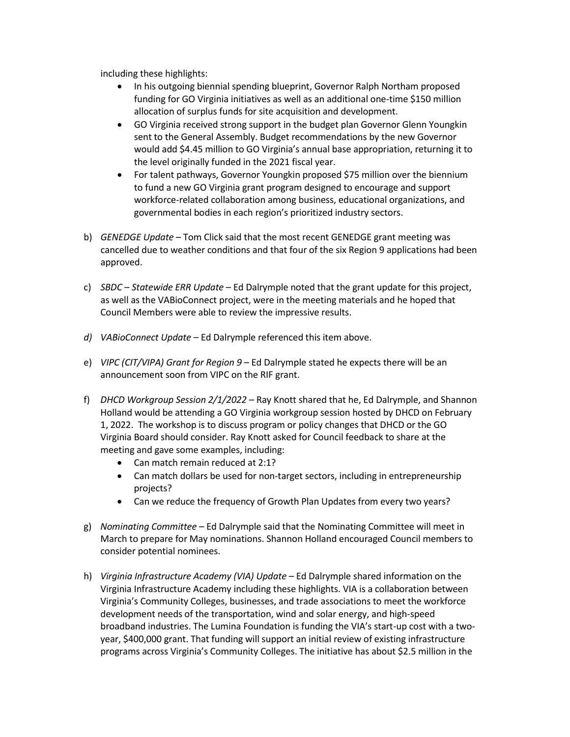including these highlights:

- In his outgoing biennial spending blueprint, Governor Ralph Northam proposed funding for GO Virginia initiatives as well as an additional one-time $150 million allocation of surplus funds for site acquisition and development.
- GO Virginia received strong support in the budget plan Governor Glenn Youngkin sent to the General Assembly. Budget recommendations by the new Governor would add $4.45 million to GO Virginia's annual base appropriation, returning it to the level originally funded in the 2021 fiscal year.
- For talent pathways, Governor Youngkin proposed $75 million over the biennium to fund a new GO Virginia grant program designed to encourage and support workforce-related collaboration among business, educational organizations, and governmental bodies in each region's prioritized industry sectors.

b) *GENEDGE Update* – Tom Click said that the most recent GENEDGE grant meeting was cancelled due to weather conditions and that four of the six Region 9 applications had been approved.

c) *SBDC – Statewide ERR Update* – Ed Dalrymple noted that the grant update for this project, as well as the VABioConnect project, were in the meeting materials and he hoped that Council Members were able to review the impressive results.

d) *VABioConnect Update* – Ed Dalrymple referenced this item above.

e) *VIPC (CIT/VIPA) Grant for Region 9* – Ed Dalrymple stated he expects there will be an announcement soon from VIPC on the RIF grant.

f) *DHCD Workgroup Session 2/1/2022* – Ray Knott shared that he, Ed Dalrymple, and Shannon Holland would be attending a GO Virginia workgroup session hosted by DHCD on February 1, 2022. The workshop is to discuss program or policy changes that DHCD or the GO Virginia Board should consider. Ray Knott asked for Council feedback to share at the meeting and gave some examples, including:
   - Can match remain reduced at 2:1?
   - Can match dollars be used for non-target sectors, including in entrepreneurship projects?
   - Can we reduce the frequency of Growth Plan Updates from every two years?

g) *Nominating Committee* – Ed Dalrymple said that the Nominating Committee will meet in March to prepare for May nominations. Shannon Holland encouraged Council members to consider potential nominees.

h) *Virginia Infrastructure Academy (VIA) Update* – Ed Dalrymple shared information on the Virginia Infrastructure Academy including these highlights. VIA is a collaboration between Virginia's Community Colleges, businesses, and trade associations to meet the workforce development needs of the transportation, wind and solar energy, and high-speed broadband industries. The Lumina Foundation is funding the VIA's start-up cost with a two-year, $400,000 grant. That funding will support an initial review of existing infrastructure programs across Virginia's Community Colleges. The initiative has about $2.5 million in the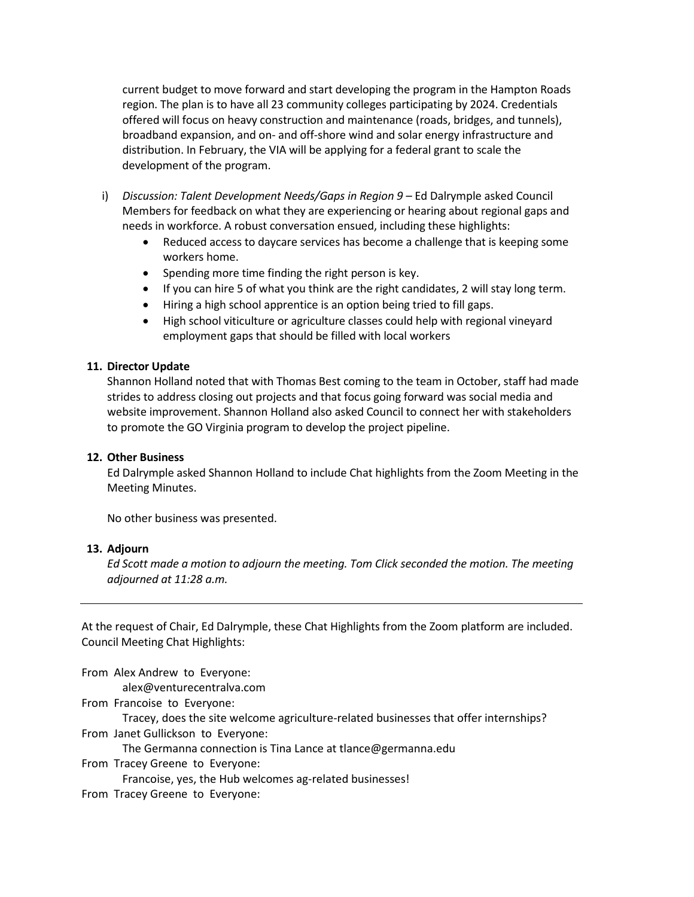current budget to move forward and start developing the program in the Hampton Roads region. The plan is to have all 23 community colleges participating by 2024. Credentials offered will focus on heavy construction and maintenance (roads, bridges, and tunnels), broadband expansion, and on- and off-shore wind and solar energy infrastructure and distribution. In February, the VIA will be applying for a federal grant to scale the development of the program.

i) *Discussion: Talent Development Needs/Gaps in Region 9* – Ed Dalrymple asked Council Members for feedback on what they are experiencing or hearing about regional gaps and needs in workforce. A robust conversation ensued, including these highlights:
   - Reduced access to daycare services has become a challenge that is keeping some workers home.
   - Spending more time finding the right person is key.
   - If you can hire 5 of what you think are the right candidates, 2 will stay long term.
   - Hiring a high school apprentice is an option being tried to fill gaps.
   - High school viticulture or agriculture classes could help with regional vineyard employment gaps that should be filled with local workers

**11. Director Update**

Shannon Holland noted that with Thomas Best coming to the team in October, staff had made strides to address closing out projects and that focus going forward was social media and website improvement. Shannon Holland also asked Council to connect her with stakeholders to promote the GO Virginia program to develop the project pipeline.

**12. Other Business**

Ed Dalrymple asked Shannon Holland to include Chat highlights from the Zoom Meeting in the Meeting Minutes.

No other business was presented.

**13. Adjourn**

*Ed Scott made a motion to adjourn the meeting. Tom Click seconded the motion. The meeting adjourned at 11:28 a.m.*

---

At the request of Chair, Ed Dalrymple, these Chat Highlights from the Zoom platform are included.
Council Meeting Chat Highlights:

From Alex Andrew to Everyone:
    alex@venturecentralva.com

From Francoise to Everyone:
    Tracey, does the site welcome agriculture-related businesses that offer internships?

From Janet Gullickson to Everyone:
    The Germanna connection is Tina Lance at tlance@germanna.edu

From Tracey Greene to Everyone:
    Francoise, yes, the Hub welcomes ag-related businesses!

From Tracey Greene to Everyone: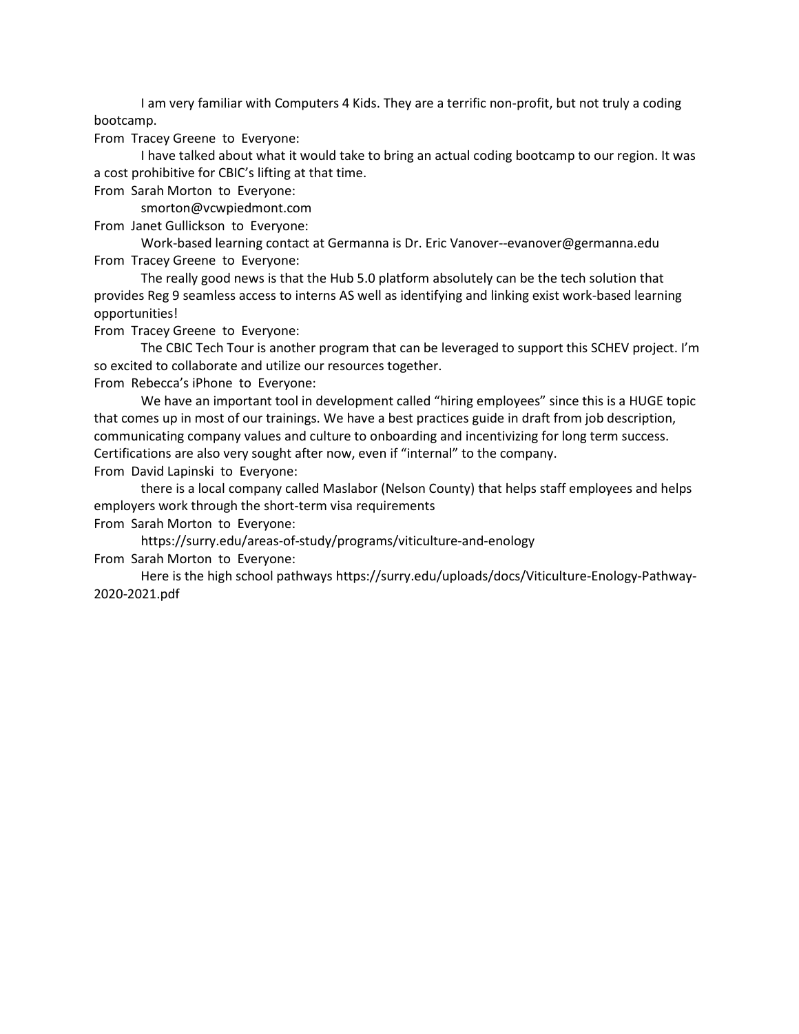I am very familiar with Computers 4 Kids. They are a terrific non-profit, but not truly a coding bootcamp.

From Tracey Greene to Everyone:

I have talked about what it would take to bring an actual coding bootcamp to our region. It was a cost prohibitive for CBIC's lifting at that time.

From Sarah Morton to Everyone:

smorton@vcwpiedmont.com

From Janet Gullickson to Everyone:

Work-based learning contact at Germanna is Dr. Eric Vanover--evanover@germanna.edu

From Tracey Greene to Everyone:

The really good news is that the Hub 5.0 platform absolutely can be the tech solution that provides Reg 9 seamless access to interns AS well as identifying and linking exist work-based learning opportunities!

From Tracey Greene to Everyone:

The CBIC Tech Tour is another program that can be leveraged to support this SCHEV project. I'm so excited to collaborate and utilize our resources together.

From Rebecca's iPhone to Everyone:

We have an important tool in development called "hiring employees" since this is a HUGE topic that comes up in most of our trainings. We have a best practices guide in draft from job description, communicating company values and culture to onboarding and incentivizing for long term success. Certifications are also very sought after now, even if "internal" to the company.

From David Lapinski to Everyone:

there is a local company called Maslabor (Nelson County) that helps staff employees and helps employers work through the short-term visa requirements

From Sarah Morton to Everyone:

https://surry.edu/areas-of-study/programs/viticulture-and-enology

From Sarah Morton to Everyone:

Here is the high school pathways https://surry.edu/uploads/docs/Viticulture-Enology-Pathway-2020-2021.pdf